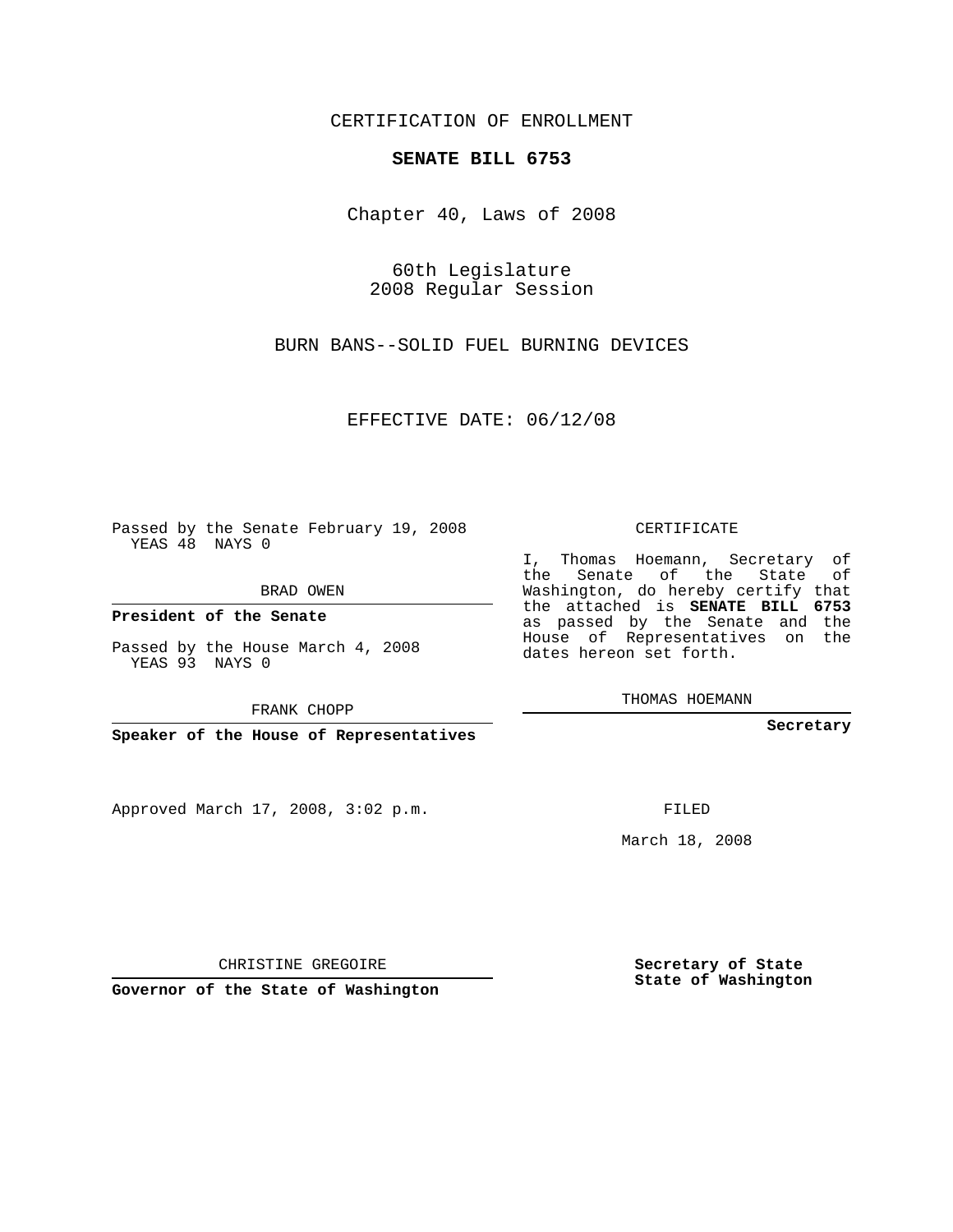CERTIFICATION OF ENROLLMENT

**SENATE BILL 6753**

Chapter 40, Laws of 2008

60th Legislature
2008 Regular Session

BURN BANS--SOLID FUEL BURNING DEVICES

EFFECTIVE DATE: 06/12/08

Passed by the Senate February 19, 2008
YEAS 48 NAYS 0

BRAD OWEN

**President of the Senate**

Passed by the House March 4, 2008
YEAS 93 NAYS 0

FRANK CHOPP

**Speaker of the House of Representatives**

Approved March 17, 2008, 3:02 p.m.

CHRISTINE GREGOIRE

**Governor of the State of Washington**

CERTIFICATE

I, Thomas Hoemann, Secretary of the Senate of the State of Washington, do hereby certify that the attached is **SENATE BILL 6753** as passed by the Senate and the House of Representatives on the dates hereon set forth.

THOMAS HOEMANN

**Secretary**

FILED

March 18, 2008

**Secretary of State**
**State of Washington**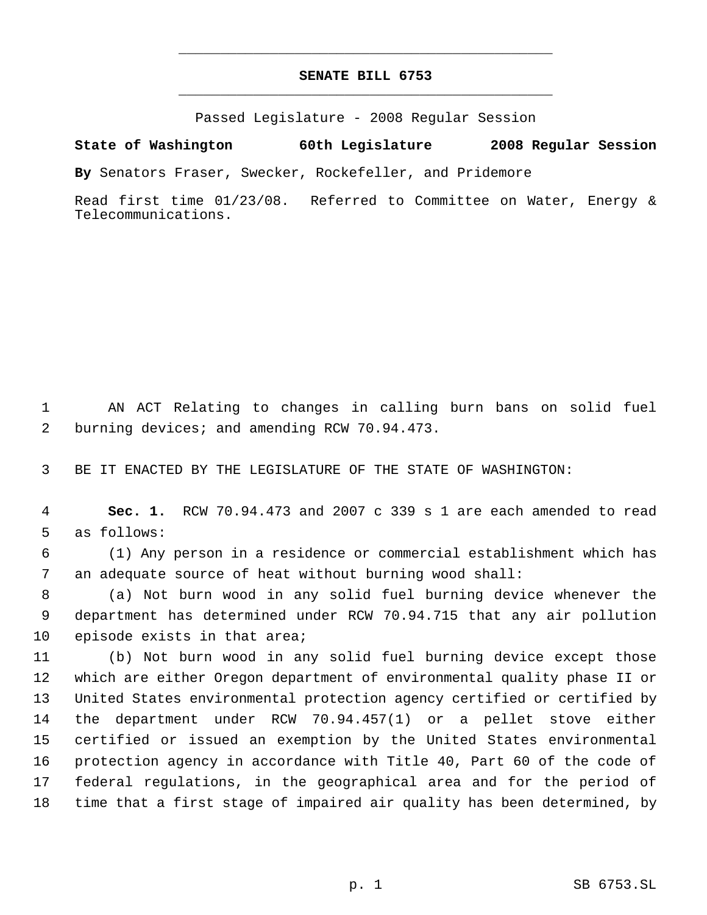# SENATE BILL 6753

Passed Legislature - 2008 Regular Session

**State of Washington 60th Legislature 2008 Regular Session**

**By** Senators Fraser, Swecker, Rockefeller, and Pridemore

Read first time 01/23/08. Referred to Committee on Water, Energy & Telecommunications.

1 AN ACT Relating to changes in calling burn bans on solid fuel
2 burning devices; and amending RCW 70.94.473.

3 BE IT ENACTED BY THE LEGISLATURE OF THE STATE OF WASHINGTON:

4 **Sec. 1.** RCW 70.94.473 and 2007 c 339 s 1 are each amended to read
5 as follows:

6 (1) Any person in a residence or commercial establishment which has
7 an adequate source of heat without burning wood shall:

8 (a) Not burn wood in any solid fuel burning device whenever the
9 department has determined under RCW 70.94.715 that any air pollution
10 episode exists in that area;

11 (b) Not burn wood in any solid fuel burning device except those
12 which are either Oregon department of environmental quality phase II or
13 United States environmental protection agency certified or certified by
14 the department under RCW 70.94.457(1) or a pellet stove either
15 certified or issued an exemption by the United States environmental
16 protection agency in accordance with Title 40, Part 60 of the code of
17 federal regulations, in the geographical area and for the period of
18 time that a first stage of impaired air quality has been determined, by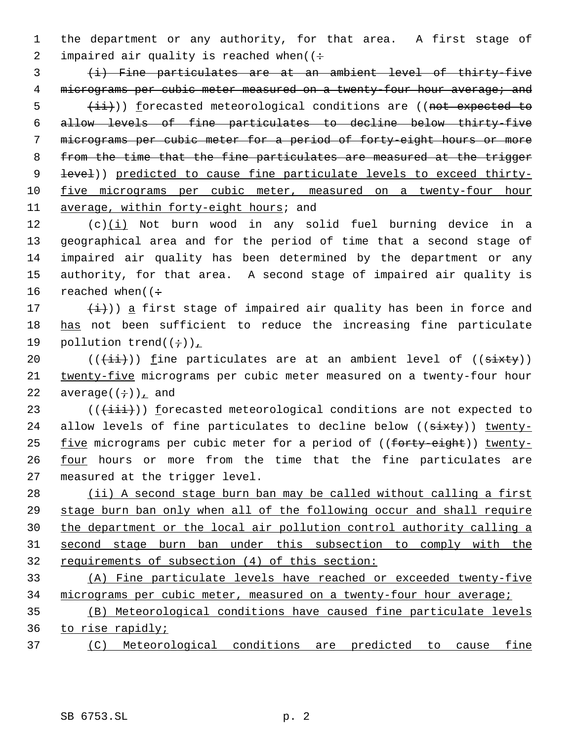the department or any authority, for that area. A first stage of impaired air quality is reached when((:

~~(i) Fine particulates are at an ambient level of thirty-five micrograms per cubic meter measured on a twenty-four hour average; and~~

~~(ii)~~)) forecasted meteorological conditions are ((~~not expected to allow levels of fine particulates to decline below thirty-five micrograms per cubic meter for a period of forty-eight hours or more from the time that the fine particulates are measured at the trigger level~~)) predicted to cause fine particulate levels to exceed thirty-five micrograms per cubic meter, measured on a twenty-four hour average, within forty-eight hours; and

(c)(i) Not burn wood in any solid fuel burning device in a geographical area and for the period of time that a second stage of impaired air quality has been determined by the department or any authority, for that area. A second stage of impaired air quality is reached when((:

~~(i)~~)) a first stage of impaired air quality has been in force and has not been sufficient to reduce the increasing fine particulate pollution trend((;)),

((~~(ii)~~)) fine particulates are at an ambient level of ((~~sixty~~)) twenty-five micrograms per cubic meter measured on a twenty-four hour average((;)), and

((~~(iii)~~)) forecasted meteorological conditions are not expected to allow levels of fine particulates to decline below ((~~sixty~~)) twenty-five micrograms per cubic meter for a period of ((~~forty-eight~~)) twenty-four hours or more from the time that the fine particulates are measured at the trigger level.

(ii) A second stage burn ban may be called without calling a first stage burn ban only when all of the following occur and shall require the department or the local air pollution control authority calling a second stage burn ban under this subsection to comply with the requirements of subsection (4) of this section:

(A) Fine particulate levels have reached or exceeded twenty-five micrograms per cubic meter, measured on a twenty-four hour average;

(B) Meteorological conditions have caused fine particulate levels to rise rapidly;

(C) Meteorological conditions are predicted to cause fine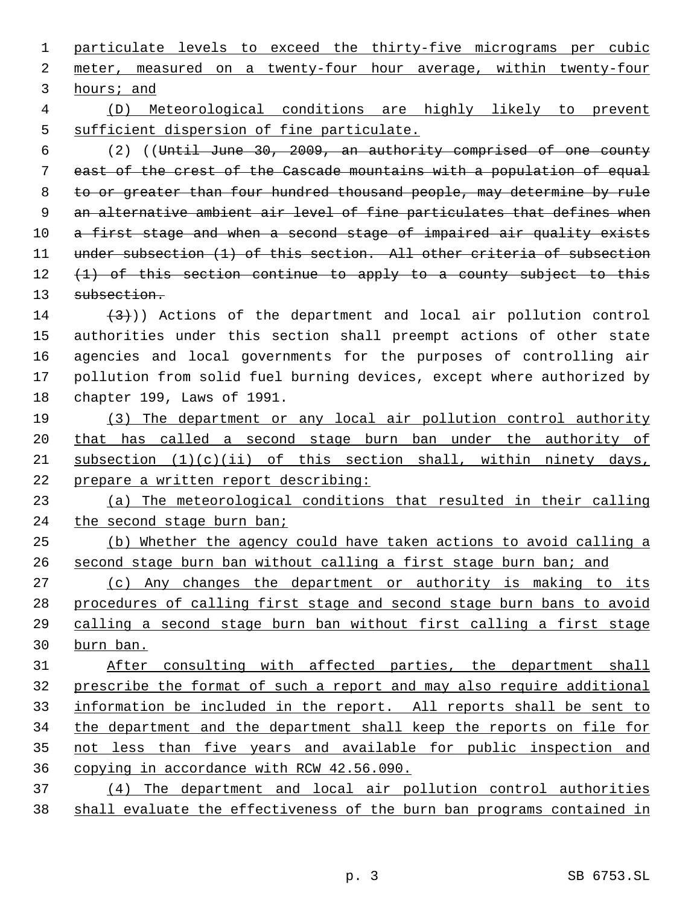particulate levels to exceed the thirty-five micrograms per cubic meter, measured on a twenty-four hour average, within twenty-four hours; and

(D) Meteorological conditions are highly likely to prevent sufficient dispersion of fine particulate.

(2) ((~~Until June 30, 2009, an authority comprised of one county east of the crest of the Cascade mountains with a population of equal to or greater than four hundred thousand people, may determine by rule an alternative ambient air level of fine particulates that defines when a first stage and when a second stage of impaired air quality exists under subsection (1) of this section. All other criteria of subsection (1) of this section continue to apply to a county subject to this subsection.~~

~~(3)~~)) Actions of the department and local air pollution control authorities under this section shall preempt actions of other state agencies and local governments for the purposes of controlling air pollution from solid fuel burning devices, except where authorized by chapter 199, Laws of 1991.

(3) The department or any local air pollution control authority that has called a second stage burn ban under the authority of subsection (1)(c)(ii) of this section shall, within ninety days, prepare a written report describing:

(a) The meteorological conditions that resulted in their calling the second stage burn ban;

(b) Whether the agency could have taken actions to avoid calling a second stage burn ban without calling a first stage burn ban; and

(c) Any changes the department or authority is making to its procedures of calling first stage and second stage burn bans to avoid calling a second stage burn ban without first calling a first stage burn ban.

After consulting with affected parties, the department shall prescribe the format of such a report and may also require additional information be included in the report. All reports shall be sent to the department and the department shall keep the reports on file for not less than five years and available for public inspection and copying in accordance with RCW 42.56.090.

(4) The department and local air pollution control authorities shall evaluate the effectiveness of the burn ban programs contained in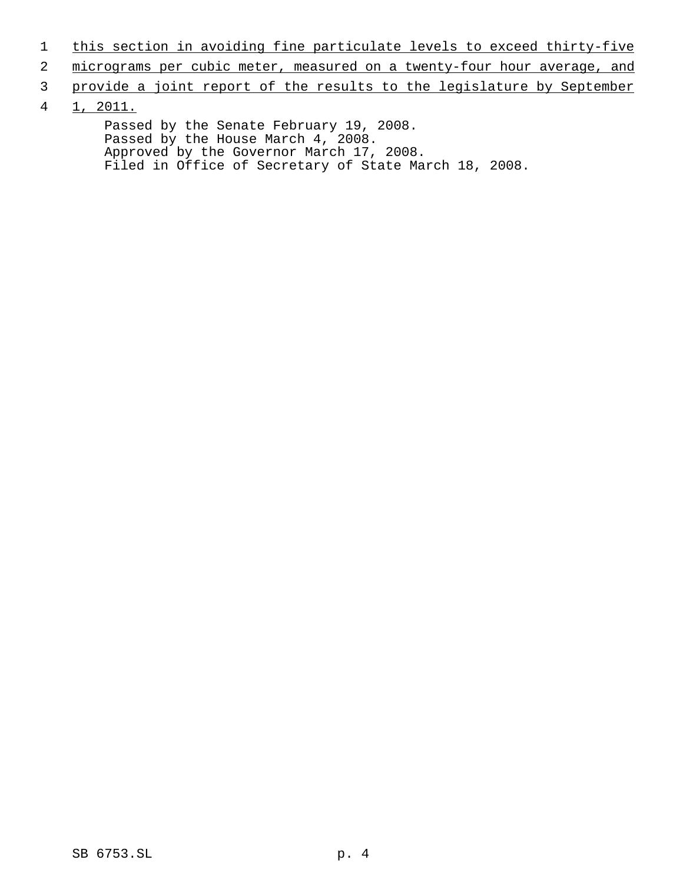this section in avoiding fine particulate levels to exceed thirty-five micrograms per cubic meter, measured on a twenty-four hour average, and provide a joint report of the results to the legislature by September 1, 2011.

Passed by the Senate February 19, 2008.
Passed by the House March 4, 2008.
Approved by the Governor March 17, 2008.
Filed in Office of Secretary of State March 18, 2008.